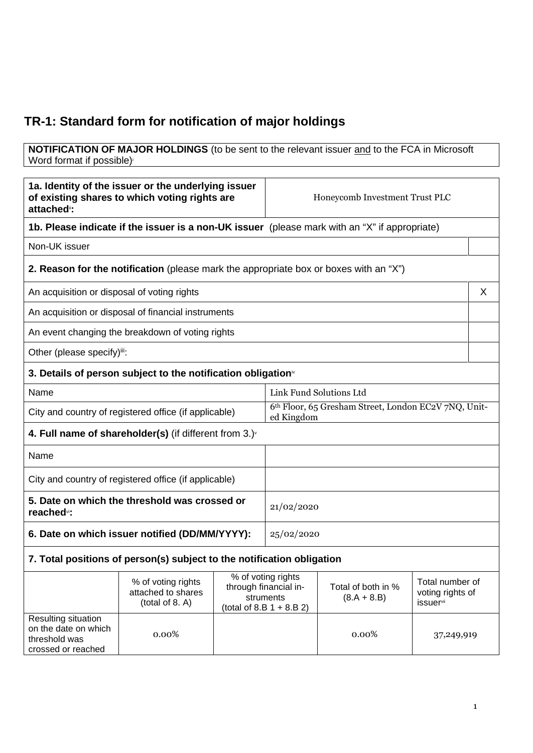## TR-1: Standard form for notification of major holdings

**NOTIFICATION OF MAJOR HOLDINGS** (to be sent to the relevant issuer and to the FCA in Microsoft Word format if possible)[i]

| **1a. Identity of the issuer or the underlying issuer of existing shares to which voting rights are attached**[ii]**:** | Honeycomb Investment Trust PLC |
|---|---|

**1b. Please indicate if the issuer is a non-UK issuer** (please mark with an "X" if appropriate)

| Non-UK issuer | |
|---|---|

**2. Reason for the notification** (please mark the appropriate box or boxes with an "X")

| | |
|---|---|
| An acquisition or disposal of voting rights | X |
| An acquisition or disposal of financial instruments | |
| An event changing the breakdown of voting rights | |
| Other (please specify)[iii]: | |

**3. Details of person subject to the notification obligation**[iv]

| | |
|---|---|
| Name | Link Fund Solutions Ltd |
| City and country of registered office (if applicable) | 6th Floor, 65 Gresham Street, London EC2V 7NQ, United Kingdom |

**4. Full name of shareholder(s)** (if different from 3.)[v]

| | |
|---|---|
| Name | |
| City and country of registered office (if applicable) | |

| | |
|---|---|
| **5. Date on which the threshold was crossed or reached**[vi]**:** | 21/02/2020 |
| **6. Date on which issuer notified (DD/MM/YYYY):** | 25/02/2020 |

**7. Total positions of person(s) subject to the notification obligation**

| | % of voting rights attached to shares (total of 8. A) | % of voting rights through financial instruments (total of 8.B 1 + 8.B 2) | Total of both in % (8.A + 8.B) | Total number of voting rights of issuer[vii] |
|---|---|---|---|---|
| Resulting situation on the date on which threshold was crossed or reached | 0.00% | | 0.00% | 37,249,919 |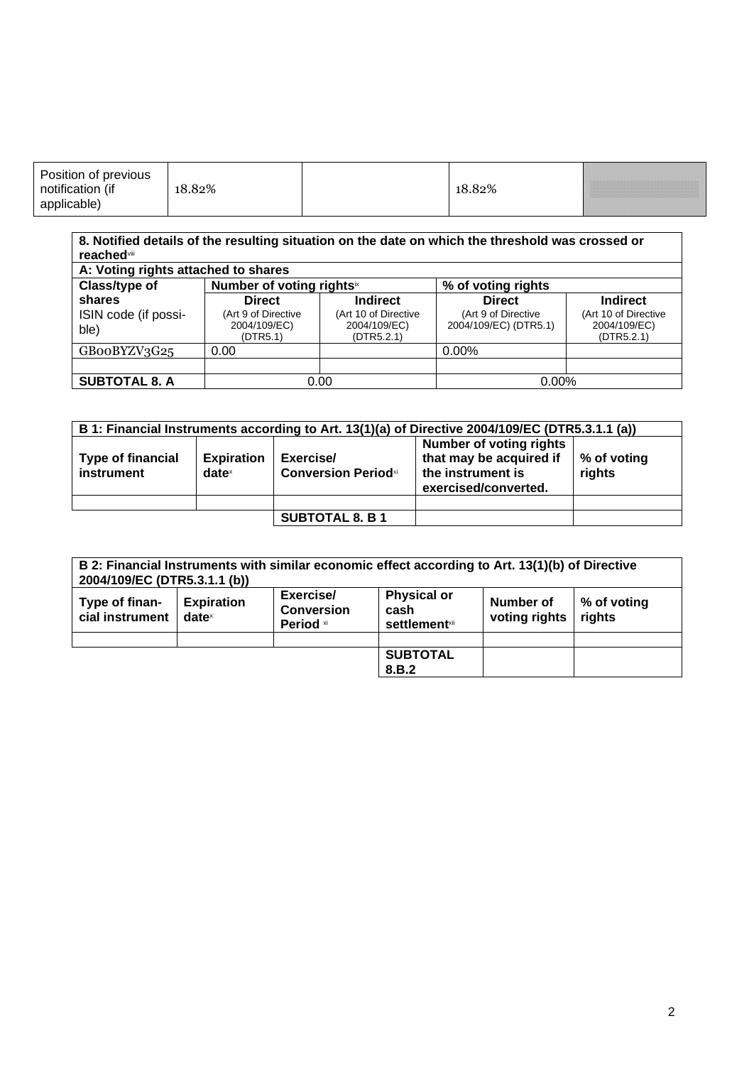| Position of previous notification (if applicable) | 18.82% | | 18.82% | |
|---|---|---|---|---|

| 8. Notified details of the resulting situation on the date on which the threshold was crossed or reached[viii] | | | | |
|---|---|---|---|---|
| **A: Voting rights attached to shares** | | | | |
| **Class/type of shares** ISIN code (if possible) | **Number of voting rights**[ix] | | **% of voting rights** | |
| | **Direct** (Art 9 of Directive 2004/109/EC) (DTR5.1) | **Indirect** (Art 10 of Directive 2004/109/EC) (DTR5.2.1) | **Direct** (Art 9 of Directive 2004/109/EC) (DTR5.1) | **Indirect** (Art 10 of Directive 2004/109/EC) (DTR5.2.1) |
| GB00BYZV3G25 | 0.00 | | 0.00% | |
| | | | | |
| **SUBTOTAL 8. A** | 0.00 | | 0.00% | |

| B 1: Financial Instruments according to Art. 13(1)(a) of Directive 2004/109/EC (DTR5.3.1.1 (a)) | | | | |
|---|---|---|---|---|
| **Type of financial instrument** | **Expiration date**[x] | **Exercise/ Conversion Period**[xi] | **Number of voting rights that may be acquired if the instrument is exercised/converted.** | **% of voting rights** |
| | | | | |
| | | **SUBTOTAL 8. B 1** | | |

| B 2: Financial Instruments with similar economic effect according to Art. 13(1)(b) of Directive 2004/109/EC (DTR5.3.1.1 (b)) | | | | | |
|---|---|---|---|---|---|
| **Type of financial instrument** | **Expiration date**[x] | **Exercise/ Conversion Period** [xi] | **Physical or cash settlement**[xii] | **Number of voting rights** | **% of voting rights** |
| | | | | | |
| | | | **SUBTOTAL 8.B.2** | | |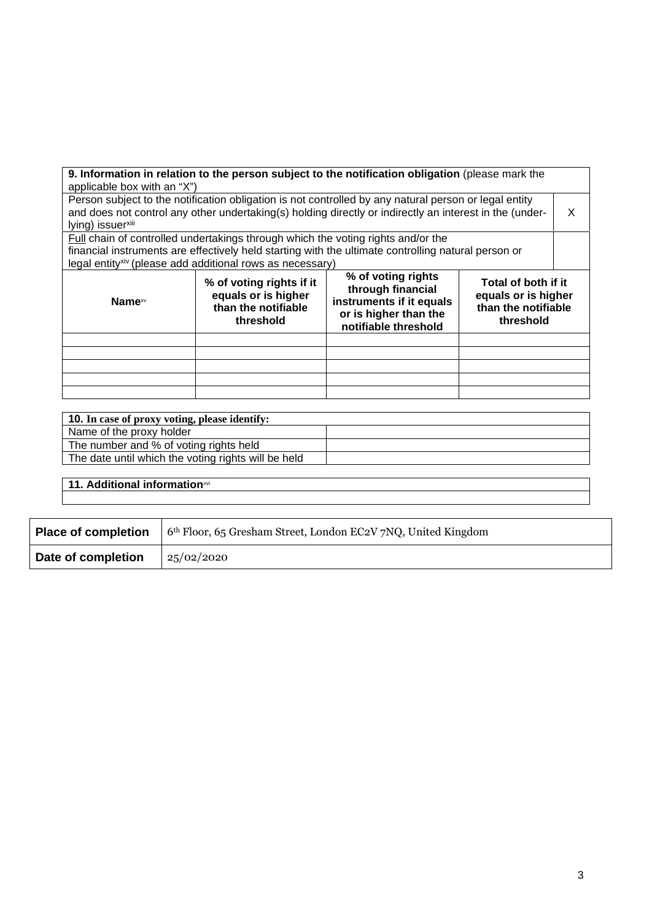| **9. Information in relation to the person subject to the notification obligation** (please mark the applicable box with an "X") | | | | |
|---|---|---|---|---|
| Person subject to the notification obligation is not controlled by any natural person or legal entity and does not control any other undertaking(s) holding directly or indirectly an interest in the (underlying) issuer[xiii] | | | | X |
| Full chain of controlled undertakings through which the voting rights and/or the financial instruments are effectively held starting with the ultimate controlling natural person or legal entity[xiv] (please add additional rows as necessary) | | | | |
| **Name**[xv] | **% of voting rights if it equals or is higher than the notifiable threshold** | **% of voting rights through financial instruments if it equals or is higher than the notifiable threshold** | **Total of both if it equals or is higher than the notifiable threshold** | |
| | | | | |
| | | | | |
| | | | | |
| | | | | |
| | | | | |

| **10. In case of proxy voting, please identify:** | |
|---|---|
| Name of the proxy holder | |
| The number and % of voting rights held | |
| The date until which the voting rights will be held | |

| **11. Additional information**[xvi] |
|---|
| |

| | |
|---|---|
| **Place of completion** | 6th Floor, 65 Gresham Street, London EC2V 7NQ, United Kingdom |
| **Date of completion** | 25/02/2020 |